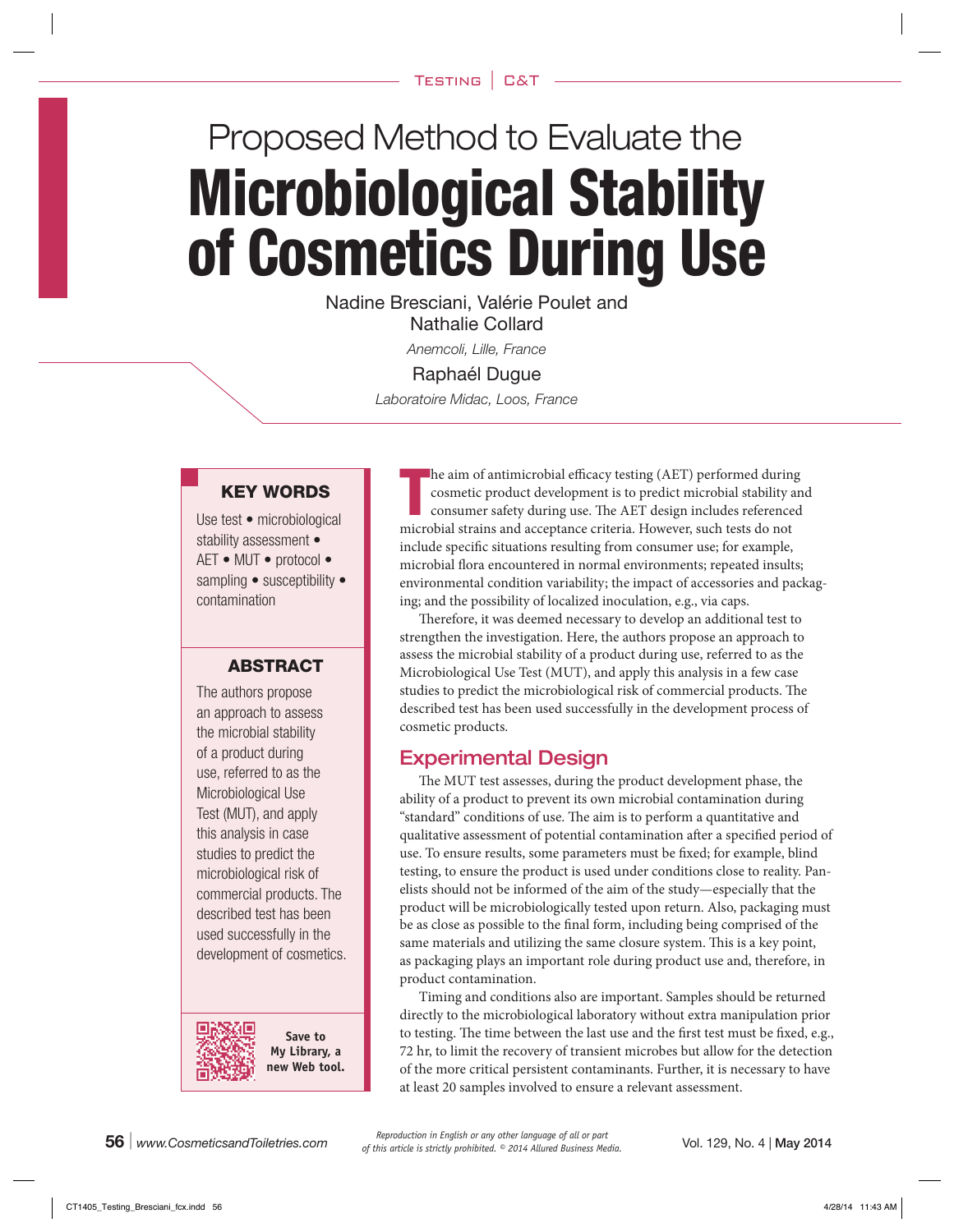# Proposed Method to Evaluate the Microbiological Stability of Cosmetics During Use

Nadine Bresciani, Valérie Poulet and Nathalie Collard

*Anemcoli, Lille, France*

Raphaél Dugue

*Laboratoire Midac, Loos, France*

**KEY WORDS**

Use test • microbiological stability assessment • AET • MUT • protocol • sampling • susceptibility • contamination

**ABSTRACT**

The authors propose an approach to assess the microbial stability of a product during use, referred to as the Microbiological Use Test (MUT), and apply this analysis in case studies to predict the microbiological risk of commercial products. The described test has been used successfully in the development of cosmetics.

Save to My Library, a new Web tool.

The aim of antimicrobial efficacy testing (AET) performed during cosmetic product development is to predict microbial stability and consumer safety during use. The AET design includes referenced microbial strains and acceptance criteria. However, such tests do not include specific situations resulting from consumer use; for example, microbial flora encountered in normal environments; repeated insults; environmental condition variability; the impact of accessories and packaging; and the possibility of localized inoculation, e.g., via caps.

Therefore, it was deemed necessary to develop an additional test to strengthen the investigation. Here, the authors propose an approach to assess the microbial stability of a product during use, referred to as the Microbiological Use Test (MUT), and apply this analysis in a few case studies to predict the microbiological risk of commercial products. The described test has been used successfully in the development process of cosmetic products.

## Experimental Design

The MUT test assesses, during the product development phase, the ability of a product to prevent its own microbial contamination during "standard" conditions of use. The aim is to perform a quantitative and qualitative assessment of potential contamination after a specified period of use. To ensure results, some parameters must be fixed; for example, blind testing, to ensure the product is used under conditions close to reality. Panelists should not be informed of the aim of the study—especially that the product will be microbiologically tested upon return. Also, packaging must be as close as possible to the final form, including being comprised of the same materials and utilizing the same closure system. This is a key point, as packaging plays an important role during product use and, therefore, in product contamination.

Timing and conditions also are important. Samples should be returned directly to the microbiological laboratory without extra manipulation prior to testing. The time between the last use and the first test must be fixed, e.g., 72 hr, to limit the recovery of transient microbes but allow for the detection of the more critical persistent contaminants. Further, it is necessary to have at least 20 samples involved to ensure a relevant assessment.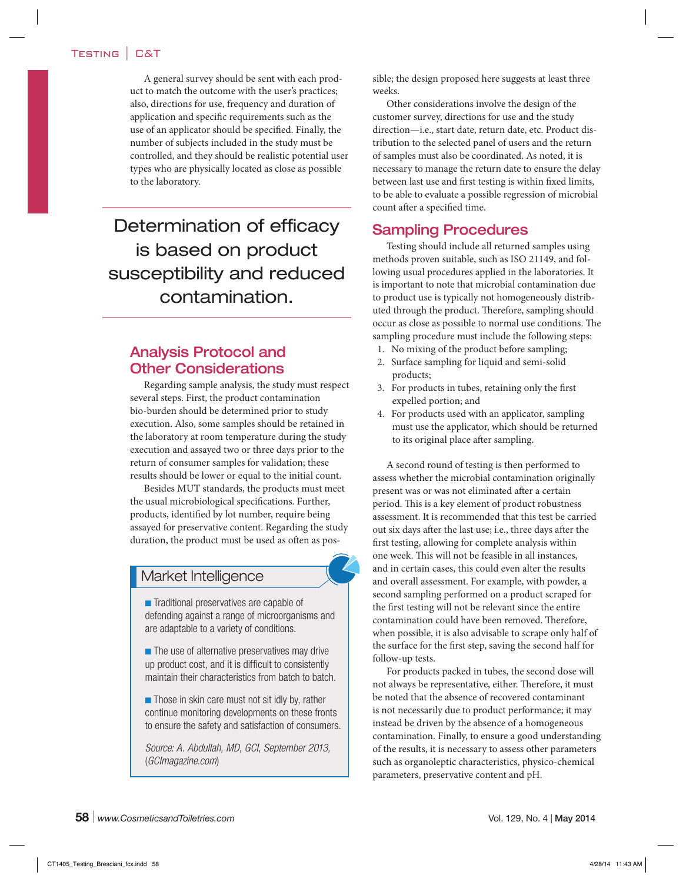A general survey should be sent with each product to match the outcome with the user's practices; also, directions for use, frequency and duration of application and specific requirements such as the use of an applicator should be specified. Finally, the number of subjects included in the study must be controlled, and they should be realistic potential user types who are physically located as close as possible to the laboratory.

> Determination of efficacy is based on product susceptibility and reduced contamination.

## Analysis Protocol and Other Considerations

Regarding sample analysis, the study must respect several steps. First, the product contamination bio-burden should be determined prior to study execution. Also, some samples should be retained in the laboratory at room temperature during the study execution and assayed two or three days prior to the return of consumer samples for validation; these results should be lower or equal to the initial count.

Besides MUT standards, the products must meet the usual microbiological specifications. Further, products, identified by lot number, require being assayed for preservative content. Regarding the study duration, the product must be used as often as possible; the design proposed here suggests at least three weeks.

Other considerations involve the design of the customer survey, directions for use and the study direction—i.e., start date, return date, etc. Product distribution to the selected panel of users and the return of samples must also be coordinated. As noted, it is necessary to manage the return date to ensure the delay between last use and first testing is within fixed limits, to be able to evaluate a possible regression of microbial count after a specified time.

## Sampling Procedures

Testing should include all returned samples using methods proven suitable, such as ISO 21149, and following usual procedures applied in the laboratories. It is important to note that microbial contamination due to product use is typically not homogeneously distributed through the product. Therefore, sampling should occur as close as possible to normal use conditions. The sampling procedure must include the following steps:

1. No mixing of the product before sampling;
2. Surface sampling for liquid and semi-solid products;
3. For products in tubes, retaining only the first expelled portion; and
4. For products used with an applicator, sampling must use the applicator, which should be returned to its original place after sampling.

A second round of testing is then performed to assess whether the microbial contamination originally present was or was not eliminated after a certain period. This is a key element of product robustness assessment. It is recommended that this test be carried out six days after the last use; i.e., three days after the first testing, allowing for complete analysis within one week. This will not be feasible in all instances, and in certain cases, this could even alter the results and overall assessment. For example, with powder, a second sampling performed on a product scraped for the first testing will not be relevant since the entire contamination could have been removed. Therefore, when possible, it is also advisable to scrape only half of the surface for the first step, saving the second half for follow-up tests.

For products packed in tubes, the second dose will not always be representative, either. Therefore, it must be noted that the absence of recovered contaminant is not necessarily due to product performance; it may instead be driven by the absence of a homogeneous contamination. Finally, to ensure a good understanding of the results, it is necessary to assess other parameters such as organoleptic characteristics, physico-chemical parameters, preservative content and pH.

### Market Intelligence

- Traditional preservatives are capable of defending against a range of microorganisms and are adaptable to a variety of conditions.
- The use of alternative preservatives may drive up product cost, and it is difficult to consistently maintain their characteristics from batch to batch.
- Those in skin care must not sit idly by, rather continue monitoring developments on these fronts to ensure the safety and satisfaction of consumers.

*Source: A. Abdullah, MD, GCI, September 2013, (GCImagazine.com)*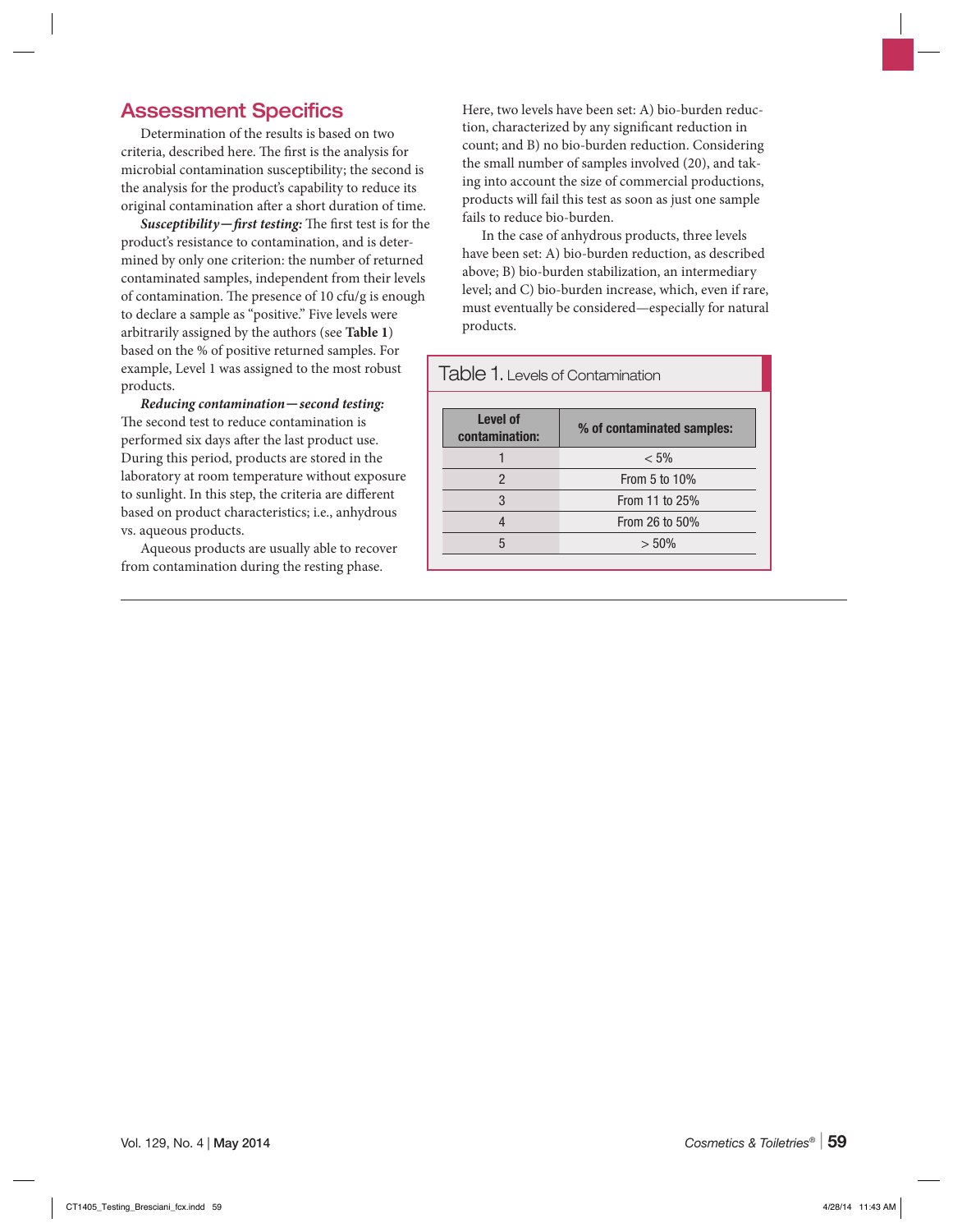## Assessment Specifics

Determination of the results is based on two criteria, described here. The first is the analysis for microbial contamination susceptibility; the second is the analysis for the product's capability to reduce its original contamination after a short duration of time.

***Susceptibility—first testing:*** The first test is for the product's resistance to contamination, and is determined by only one criterion: the number of returned contaminated samples, independent from their levels of contamination. The presence of 10 cfu/g is enough to declare a sample as "positive." Five levels were arbitrarily assigned by the authors (see **Table 1**) based on the % of positive returned samples. For example, Level 1 was assigned to the most robust products.

***Reducing contamination—second testing:*** The second test to reduce contamination is performed six days after the last product use. During this period, products are stored in the laboratory at room temperature without exposure to sunlight. In this step, the criteria are different based on product characteristics; i.e., anhydrous vs. aqueous products.

Aqueous products are usually able to recover from contamination during the resting phase. Here, two levels have been set: A) bio-burden reduction, characterized by any significant reduction in count; and B) no bio-burden reduction. Considering the small number of samples involved (20), and taking into account the size of commercial productions, products will fail this test as soon as just one sample fails to reduce bio-burden.

In the case of anhydrous products, three levels have been set: A) bio-burden reduction, as described above; B) bio-burden stabilization, an intermediary level; and C) bio-burden increase, which, even if rare, must eventually be considered—especially for natural products.

**Table 1.** Levels of Contamination

| Level of contamination: | % of contaminated samples: |
|---|---|
| 1 | < 5% |
| 2 | From 5 to 10% |
| 3 | From 11 to 25% |
| 4 | From 26 to 50% |
| 5 | > 50% |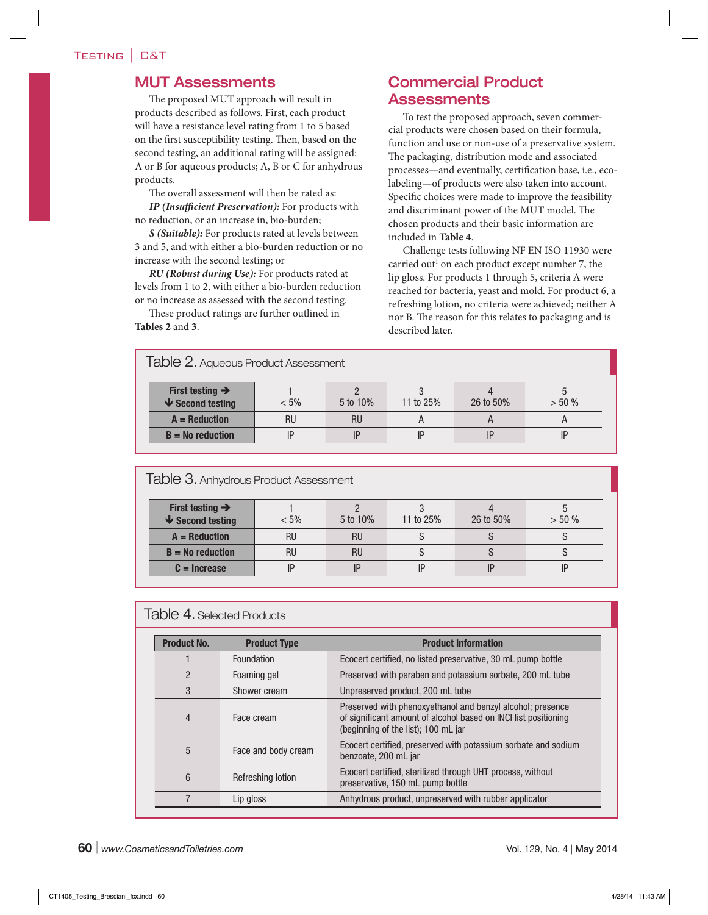## MUT Assessments

The proposed MUT approach will result in products described as follows. First, each product will have a resistance level rating from 1 to 5 based on the first susceptibility testing. Then, based on the second testing, an additional rating will be assigned: A or B for aqueous products; A, B or C for anhydrous products.

The overall assessment will then be rated as:

***IP (Insufficient Preservation):*** For products with no reduction, or an increase in, bio-burden;

***S (Suitable):*** For products rated at levels between 3 and 5, and with either a bio-burden reduction or no increase with the second testing; or

***RU (Robust during Use):*** For products rated at levels from 1 to 2, with either a bio-burden reduction or no increase as assessed with the second testing.

These product ratings are further outlined in **Tables 2** and **3**.

## Commercial Product Assessments

To test the proposed approach, seven commercial products were chosen based on their formula, function and use or non-use of a preservative system. The packaging, distribution mode and associated processes—and eventually, certification base, i.e., eco-labeling—of products were also taken into account. Specific choices were made to improve the feasibility and discriminant power of the MUT model. The chosen products and their basic information are included in **Table 4**.

Challenge tests following NF EN ISO 11930 were carried out[1] on each product except number 7, the lip gloss. For products 1 through 5, criteria A were reached for bacteria, yeast and mold. For product 6, a refreshing lotion, no criteria were achieved; neither A nor B. The reason for this relates to packaging and is described later.

**Table 2.** Aqueous Product Assessment

| First testing → / ↓ Second testing | 1 < 5% | 2 5 to 10% | 3 11 to 25% | 4 26 to 50% | 5 > 50 % |
|---|---|---|---|---|---|
| **A = Reduction** | RU | RU | A | A | A |
| **B = No reduction** | IP | IP | IP | IP | IP |

**Table 3.** Anhydrous Product Assessment

| First testing → / ↓ Second testing | 1 < 5% | 2 5 to 10% | 3 11 to 25% | 4 26 to 50% | 5 > 50 % |
|---|---|---|---|---|---|
| **A = Reduction** | RU | RU | S | S | S |
| **B = No reduction** | RU | RU | S | S | S |
| **C = Increase** | IP | IP | IP | IP | IP |

**Table 4.** Selected Products

| Product No. | Product Type | Product Information |
|---|---|---|
| 1 | Foundation | Ecocert certified, no listed preservative, 30 mL pump bottle |
| 2 | Foaming gel | Preserved with paraben and potassium sorbate, 200 mL tube |
| 3 | Shower cream | Unpreserved product, 200 mL tube |
| 4 | Face cream | Preserved with phenoxyethanol and benzyl alcohol; presence of significant amount of alcohol based on INCI list positioning (beginning of the list); 100 mL jar |
| 5 | Face and body cream | Ecocert certified, preserved with potassium sorbate and sodium benzoate, 200 mL jar |
| 6 | Refreshing lotion | Ecocert certified, sterilized through UHT process, without preservative, 150 mL pump bottle |
| 7 | Lip gloss | Anhydrous product, unpreserved with rubber applicator |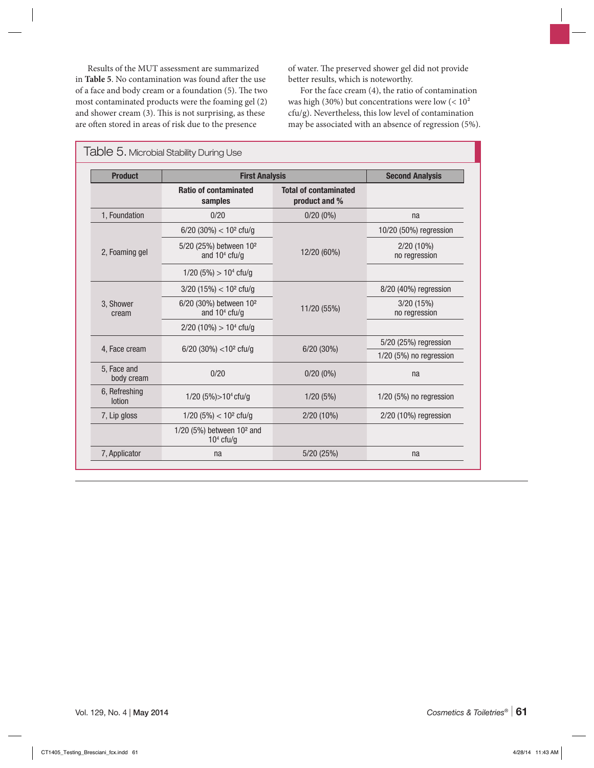Results of the MUT assessment are summarized in **Table 5**. No contamination was found after the use of a face and body cream or a foundation (5). The two most contaminated products were the foaming gel (2) and shower cream (3). This is not surprising, as these are often stored in areas of risk due to the presence of water. The preserved shower gel did not provide better results, which is noteworthy.

For the face cream (4), the ratio of contamination was high (30%) but concentrations were low (< $10^2$ cfu/g). Nevertheless, this low level of contamination may be associated with an absence of regression (5%).

**Table 5.** Microbial Stability During Use

| Product | First Analysis | | Second Analysis |
|---|---|---|---|
| | Ratio of contaminated samples | Total of contaminated product and % | |
| 1, Foundation | 0/20 | 0/20 (0%) | na |
| 2, Foaming gel | 6/20 (30%) < $10^2$ cfu/g | 12/20 (60%) | 10/20 (50%) regression |
| | 5/20 (25%) between $10^2$ and $10^4$ cfu/g | | 2/20 (10%) no regression |
| | 1/20 (5%) > $10^4$ cfu/g | | |
| 3, Shower cream | 3/20 (15%) < $10^2$ cfu/g | 11/20 (55%) | 8/20 (40%) regression |
| | 6/20 (30%) between $10^2$ and $10^4$ cfu/g | | 3/20 (15%) no regression |
| | 2/20 (10%) > $10^4$ cfu/g | | |
| 4, Face cream | 6/20 (30%) <$10^2$ cfu/g | 6/20 (30%) | 5/20 (25%) regression |
| | | | 1/20 (5%) no regression |
| 5, Face and body cream | 0/20 | 0/20 (0%) | na |
| 6, Refreshing lotion | 1/20 (5%)>$10^4$ cfu/g | 1/20 (5%) | 1/20 (5%) no regression |
| 7, Lip gloss | 1/20 (5%) < $10^2$ cfu/g | 2/20 (10%) | 2/20 (10%) regression |
| | 1/20 (5%) between $10^2$ and $10^4$ cfu/g | | |
| 7, Applicator | na | 5/20 (25%) | na |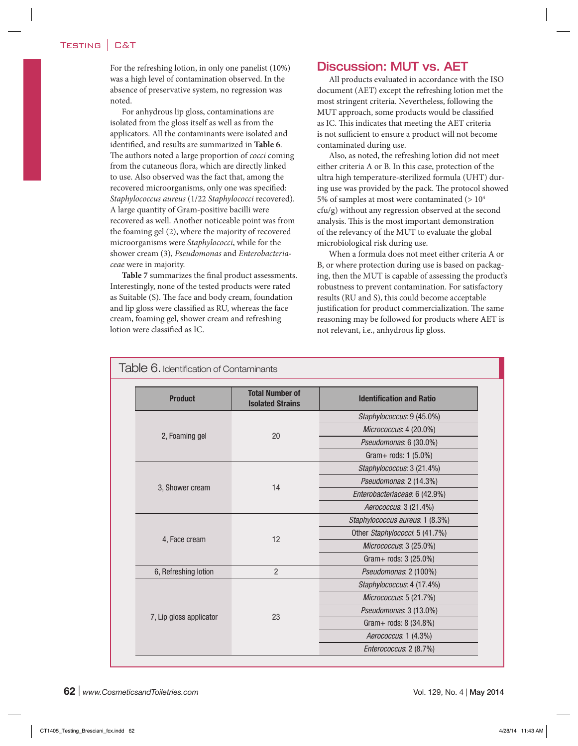For the refreshing lotion, in only one panelist (10%) was a high level of contamination observed. In the absence of preservative system, no regression was noted.

For anhydrous lip gloss, contaminations are isolated from the gloss itself as well as from the applicators. All the contaminants were isolated and identified, and results are summarized in **Table 6**. The authors noted a large proportion of *cocci* coming from the cutaneous flora, which are directly linked to use. Also observed was the fact that, among the recovered microorganisms, only one was specified: *Staphylococcus aureus* (1/22 *Staphylococci* recovered). A large quantity of Gram-positive bacilli were recovered as well. Another noticeable point was from the foaming gel (2), where the majority of recovered microorganisms were *Staphylococci*, while for the shower cream (3), *Pseudomonas* and *Enterobacteriaceae* were in majority.

**Table 7** summarizes the final product assessments. Interestingly, none of the tested products were rated as Suitable (S). The face and body cream, foundation and lip gloss were classified as RU, whereas the face cream, foaming gel, shower cream and refreshing lotion were classified as IC.

## Discussion: MUT vs. AET

All products evaluated in accordance with the ISO document (AET) except the refreshing lotion met the most stringent criteria. Nevertheless, following the MUT approach, some products would be classified as IC. This indicates that meeting the AET criteria is not sufficient to ensure a product will not become contaminated during use.

Also, as noted, the refreshing lotion did not meet either criteria A or B. In this case, protection of the ultra high temperature-sterilized formula (UHT) during use was provided by the pack. The protocol showed 5% of samples at most were contaminated (> $10^4$ cfu/g) without any regression observed at the second analysis. This is the most important demonstration of the relevancy of the MUT to evaluate the global microbiological risk during use.

When a formula does not meet either criteria A or B, or where protection during use is based on packaging, then the MUT is capable of assessing the product's robustness to prevent contamination. For satisfactory results (RU and S), this could become acceptable justification for product commercialization. The same reasoning may be followed for products where AET is not relevant, i.e., anhydrous lip gloss.

**Table 6.** Identification of Contaminants

| Product | Total Number of Isolated Strains | Identification and Ratio |
|---|---|---|
| 2, Foaming gel | 20 | *Staphylococcus*: 9 (45.0%) |
| | | *Micrococcus*: 4 (20.0%) |
| | | *Pseudomonas*: 6 (30.0%) |
| | | Gram+ rods: 1 (5.0%) |
| 3, Shower cream | 14 | *Staphylococcus*: 3 (21.4%) |
| | | *Pseudomonas*: 2 (14.3%) |
| | | *Enterobacteriaceae*: 6 (42.9%) |
| | | *Aerococcus*: 3 (21.4%) |
| 4, Face cream | 12 | *Staphylococcus aureus*: 1 (8.3%) |
| | | Other *Staphylococci*: 5 (41.7%) |
| | | *Micrococcus*: 3 (25.0%) |
| | | Gram+ rods: 3 (25.0%) |
| 6, Refreshing lotion | 2 | *Pseudomonas*: 2 (100%) |
| 7, Lip gloss applicator | 23 | *Staphylococcus*: 4 (17.4%) |
| | | *Micrococcus*: 5 (21.7%) |
| | | *Pseudomonas*: 3 (13.0%) |
| | | Gram+ rods: 8 (34.8%) |
| | | *Aerococcus*: 1 (4.3%) |
| | | *Enterococcus*: 2 (8.7%) |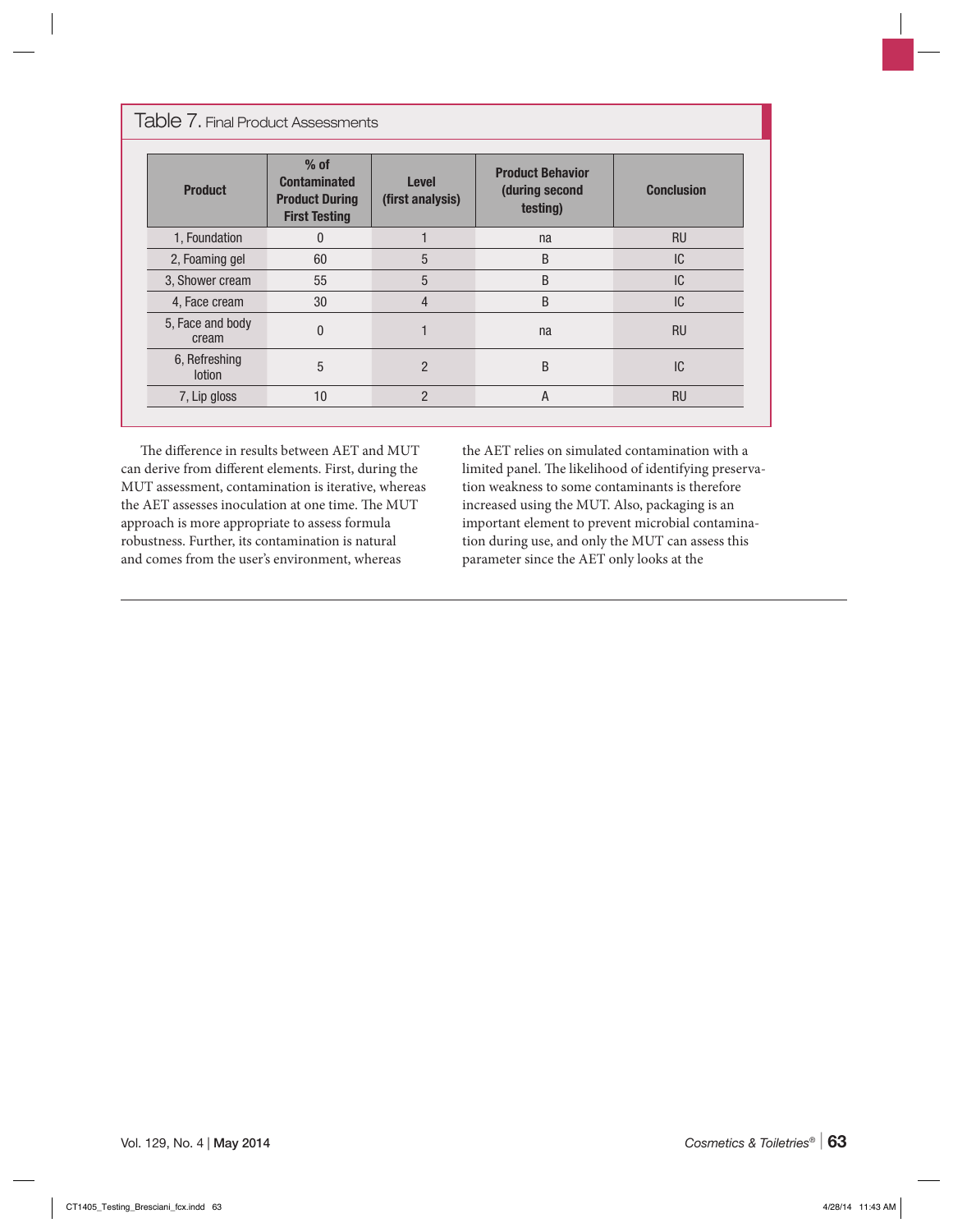**Table 7.** Final Product Assessments

| Product | % of Contaminated Product During First Testing | Level (first analysis) | Product Behavior (during second testing) | Conclusion |
|---|---|---|---|---|
| 1, Foundation | 0 | 1 | na | RU |
| 2, Foaming gel | 60 | 5 | B | IC |
| 3, Shower cream | 55 | 5 | B | IC |
| 4, Face cream | 30 | 4 | B | IC |
| 5, Face and body cream | 0 | 1 | na | RU |
| 6, Refreshing lotion | 5 | 2 | B | IC |
| 7, Lip gloss | 10 | 2 | A | RU |

The difference in results between AET and MUT can derive from different elements. First, during the MUT assessment, contamination is iterative, whereas the AET assesses inoculation at one time. The MUT approach is more appropriate to assess formula robustness. Further, its contamination is natural and comes from the user's environment, whereas the AET relies on simulated contamination with a limited panel. The likelihood of identifying preservation weakness to some contaminants is therefore increased using the MUT. Also, packaging is an important element to prevent microbial contamination during use, and only the MUT can assess this parameter since the AET only looks at the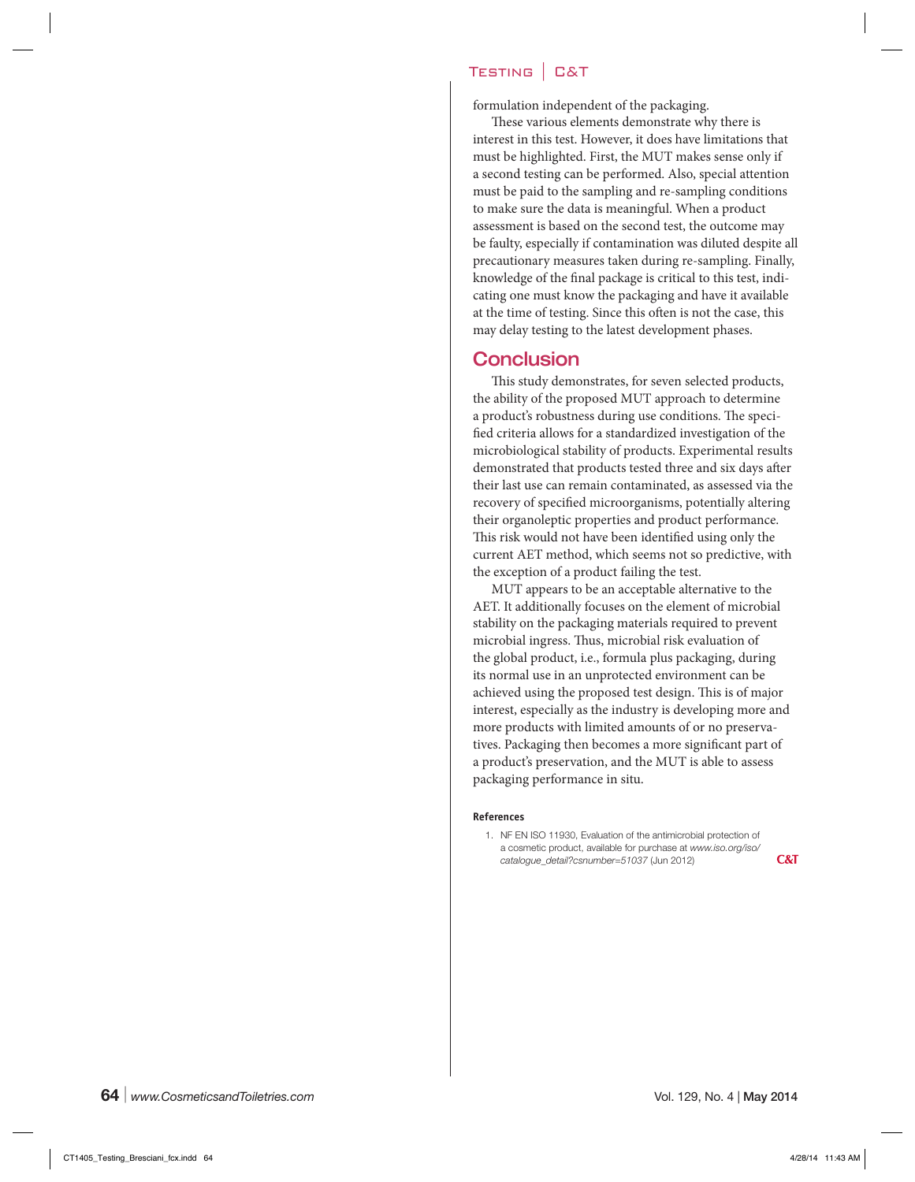formulation independent of the packaging.

These various elements demonstrate why there is interest in this test. However, it does have limitations that must be highlighted. First, the MUT makes sense only if a second testing can be performed. Also, special attention must be paid to the sampling and re-sampling conditions to make sure the data is meaningful. When a product assessment is based on the second test, the outcome may be faulty, especially if contamination was diluted despite all precautionary measures taken during re-sampling. Finally, knowledge of the final package is critical to this test, indicating one must know the packaging and have it available at the time of testing. Since this often is not the case, this may delay testing to the latest development phases.

## Conclusion

This study demonstrates, for seven selected products, the ability of the proposed MUT approach to determine a product's robustness during use conditions. The specified criteria allows for a standardized investigation of the microbiological stability of products. Experimental results demonstrated that products tested three and six days after their last use can remain contaminated, as assessed via the recovery of specified microorganisms, potentially altering their organoleptic properties and product performance. This risk would not have been identified using only the current AET method, which seems not so predictive, with the exception of a product failing the test.

MUT appears to be an acceptable alternative to the AET. It additionally focuses on the element of microbial stability on the packaging materials required to prevent microbial ingress. Thus, microbial risk evaluation of the global product, i.e., formula plus packaging, during its normal use in an unprotected environment can be achieved using the proposed test design. This is of major interest, especially as the industry is developing more and more products with limited amounts of or no preservatives. Packaging then becomes a more significant part of a product's preservation, and the MUT is able to assess packaging performance in situ.

**References**

1. NF EN ISO 11930, Evaluation of the antimicrobial protection of a cosmetic product, available for purchase at *www.iso.org/iso/catalogue_detail?csnumber=51037* (Jun 2012)